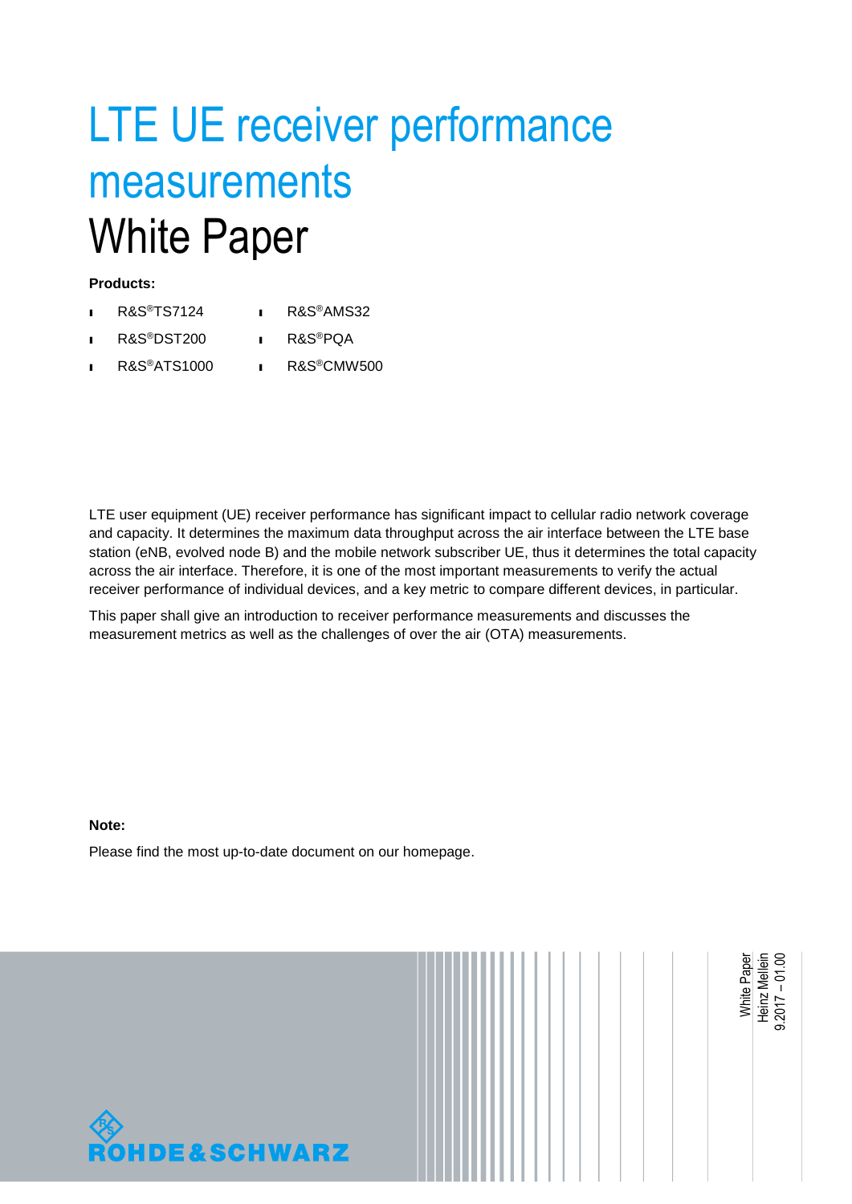# LTE UE receiver performance measurements
## White Paper

**Products:**

- R&S®TS7124
- R&S®DST200
- R&S®ATS1000
- R&S®AMS32
- R&S®PQA
- R&S®CMW500

LTE user equipment (UE) receiver performance has significant impact to cellular radio network coverage and capacity. It determines the maximum data throughput across the air interface between the LTE base station (eNB, evolved node B) and the mobile network subscriber UE, thus it determines the total capacity across the air interface. Therefore, it is one of the most important measurements to verify the actual receiver performance of individual devices, and a key metric to compare different devices, in particular.

This paper shall give an introduction to receiver performance measurements and discusses the measurement metrics as well as the challenges of over the air (OTA) measurements.

**Note:**

Please find the most up-to-date document on our homepage.

White Paper
Heinz Mellein
9.2017 – 01.00

ROHDE&SCHWARZ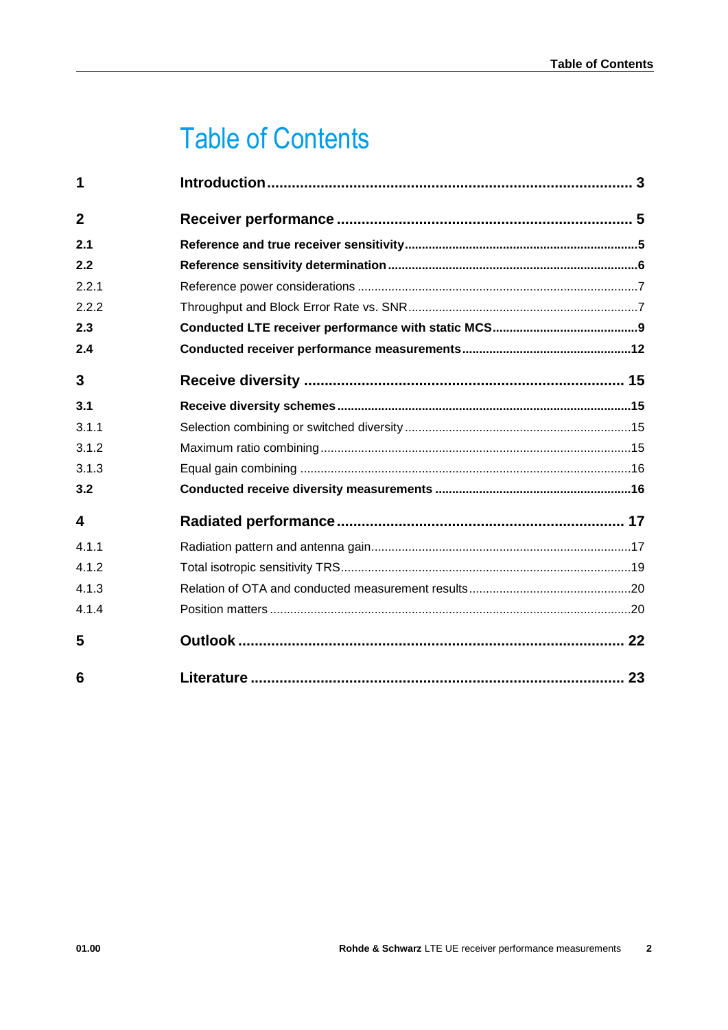# Table of Contents

| | | |
|---|---|---|
| **1** | **Introduction** | **3** |
| **2** | **Receiver performance** | **5** |
| **2.1** | **Reference and true receiver sensitivity** | **5** |
| **2.2** | **Reference sensitivity determination** | **6** |
| 2.2.1 | Reference power considerations | 7 |
| 2.2.2 | Throughput and Block Error Rate vs. SNR | 7 |
| **2.3** | **Conducted LTE receiver performance with static MCS** | **9** |
| **2.4** | **Conducted receiver performance measurements** | **12** |
| **3** | **Receive diversity** | **15** |
| **3.1** | **Receive diversity schemes** | **15** |
| 3.1.1 | Selection combining or switched diversity | 15 |
| 3.1.2 | Maximum ratio combining | 15 |
| 3.1.3 | Equal gain combining | 16 |
| **3.2** | **Conducted receive diversity measurements** | **16** |
| **4** | **Radiated performance** | **17** |
| 4.1.1 | Radiation pattern and antenna gain | 17 |
| 4.1.2 | Total isotropic sensitivity TRS | 19 |
| 4.1.3 | Relation of OTA and conducted measurement results | 20 |
| 4.1.4 | Position matters | 20 |
| **5** | **Outlook** | **22** |
| **6** | **Literature** | **23** |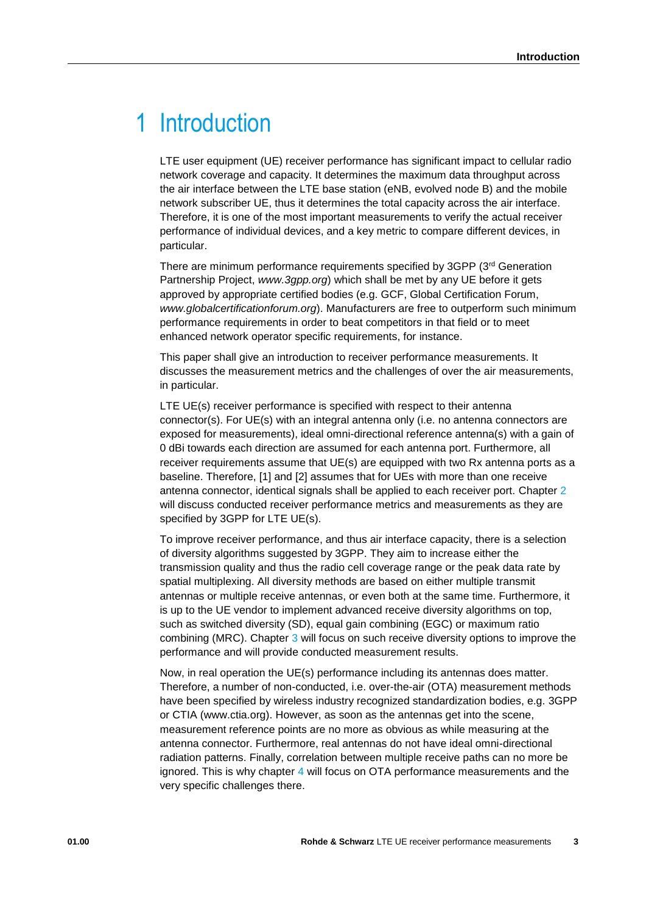# 1 Introduction

LTE user equipment (UE) receiver performance has significant impact to cellular radio network coverage and capacity. It determines the maximum data throughput across the air interface between the LTE base station (eNB, evolved node B) and the mobile network subscriber UE, thus it determines the total capacity across the air interface. Therefore, it is one of the most important measurements to verify the actual receiver performance of individual devices, and a key metric to compare different devices, in particular.

There are minimum performance requirements specified by 3GPP (3rd Generation Partnership Project, *www.3gpp.org*) which shall be met by any UE before it gets approved by appropriate certified bodies (e.g. GCF, Global Certification Forum, *www.globalcertificationforum.org*). Manufacturers are free to outperform such minimum performance requirements in order to beat competitors in that field or to meet enhanced network operator specific requirements, for instance.

This paper shall give an introduction to receiver performance measurements. It discusses the measurement metrics and the challenges of over the air measurements, in particular.

LTE UE(s) receiver performance is specified with respect to their antenna connector(s). For UE(s) with an integral antenna only (i.e. no antenna connectors are exposed for measurements), ideal omni-directional reference antenna(s) with a gain of 0 dBi towards each direction are assumed for each antenna port. Furthermore, all receiver requirements assume that UE(s) are equipped with two Rx antenna ports as a baseline. Therefore, [1] and [2] assumes that for UEs with more than one receive antenna connector, identical signals shall be applied to each receiver port. Chapter 2 will discuss conducted receiver performance metrics and measurements as they are specified by 3GPP for LTE UE(s).

To improve receiver performance, and thus air interface capacity, there is a selection of diversity algorithms suggested by 3GPP. They aim to increase either the transmission quality and thus the radio cell coverage range or the peak data rate by spatial multiplexing. All diversity methods are based on either multiple transmit antennas or multiple receive antennas, or even both at the same time. Furthermore, it is up to the UE vendor to implement advanced receive diversity algorithms on top, such as switched diversity (SD), equal gain combining (EGC) or maximum ratio combining (MRC). Chapter 3 will focus on such receive diversity options to improve the performance and will provide conducted measurement results.

Now, in real operation the UE(s) performance including its antennas does matter. Therefore, a number of non-conducted, i.e. over-the-air (OTA) measurement methods have been specified by wireless industry recognized standardization bodies, e.g. 3GPP or CTIA (www.ctia.org). However, as soon as the antennas get into the scene, measurement reference points are no more as obvious as while measuring at the antenna connector. Furthermore, real antennas do not have ideal omni-directional radiation patterns. Finally, correlation between multiple receive paths can no more be ignored. This is why chapter 4 will focus on OTA performance measurements and the very specific challenges there.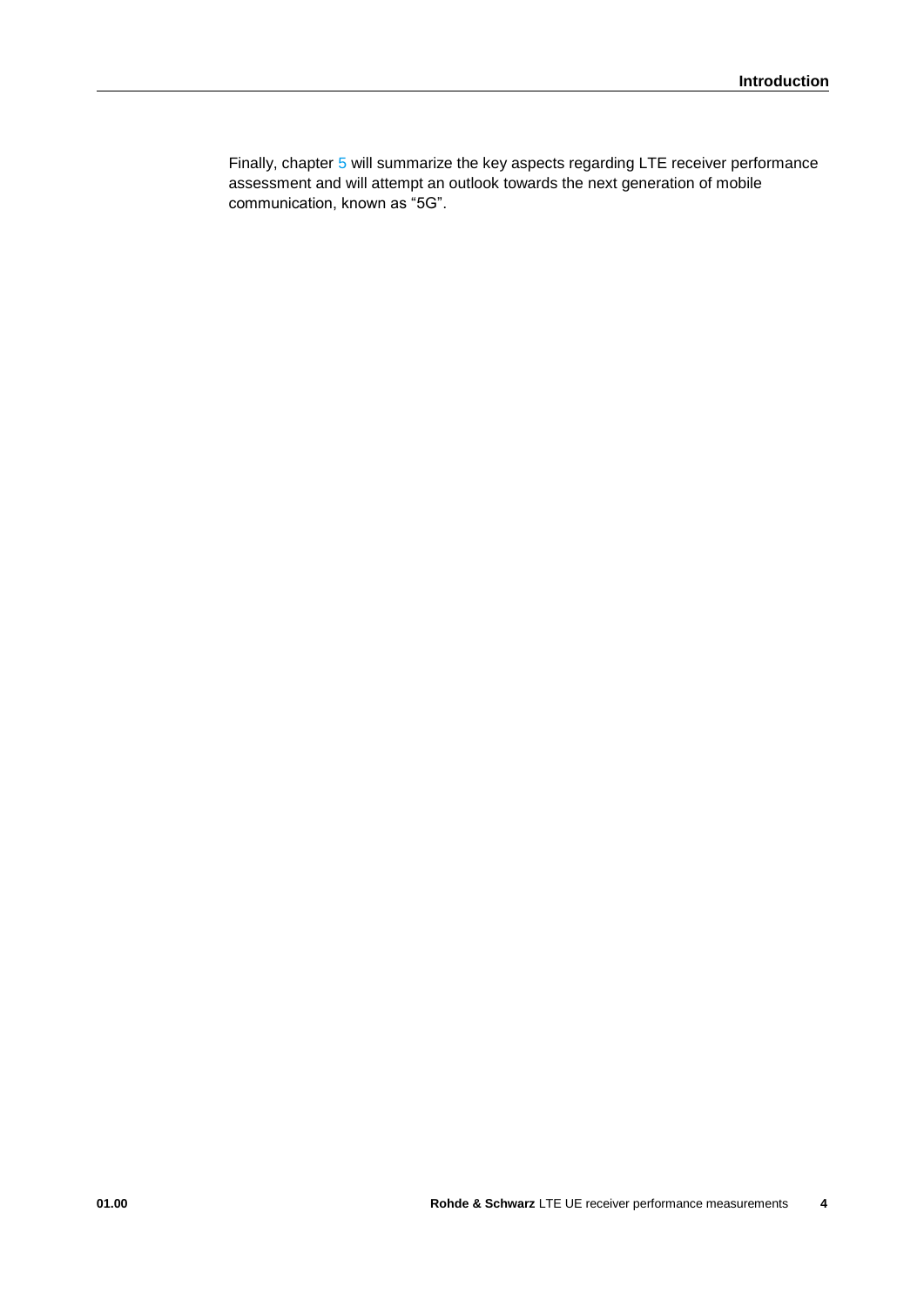Finally, chapter 5 will summarize the key aspects regarding LTE receiver performance assessment and will attempt an outlook towards the next generation of mobile communication, known as “5G”.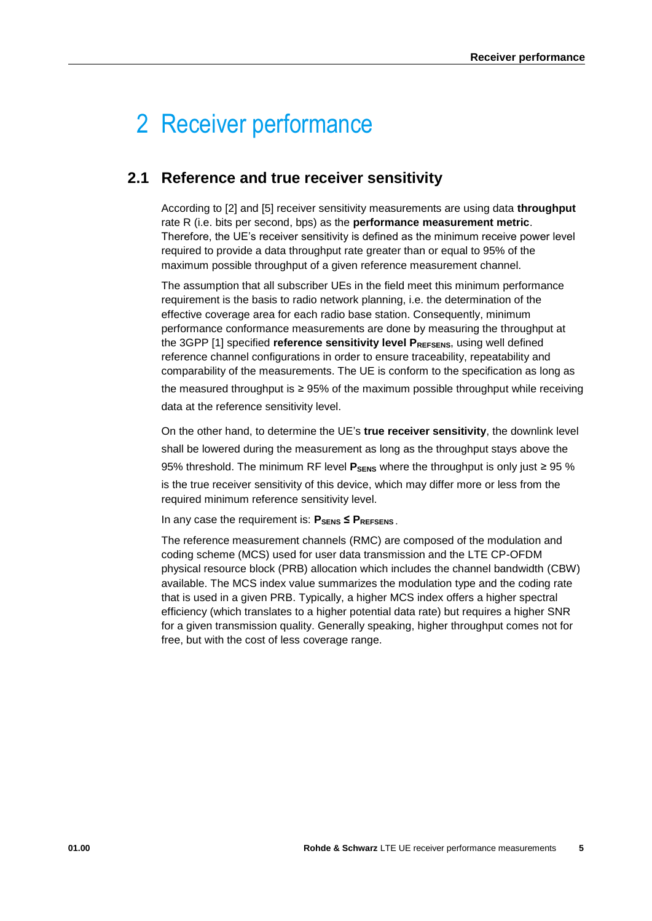# 2 Receiver performance

## 2.1 Reference and true receiver sensitivity

According to [2] and [5] receiver sensitivity measurements are using data **throughput** rate R (i.e. bits per second, bps) as the **performance measurement metric**. Therefore, the UE's receiver sensitivity is defined as the minimum receive power level required to provide a data throughput rate greater than or equal to 95% of the maximum possible throughput of a given reference measurement channel.

The assumption that all subscriber UEs in the field meet this minimum performance requirement is the basis to radio network planning, i.e. the determination of the effective coverage area for each radio base station. Consequently, minimum performance conformance measurements are done by measuring the throughput at the 3GPP [1] specified **reference sensitivity level $P_{REFSENS}$**, using well defined reference channel configurations in order to ensure traceability, repeatability and comparability of the measurements. The UE is conform to the specification as long as the measured throughput is ≥ 95% of the maximum possible throughput while receiving data at the reference sensitivity level.

On the other hand, to determine the UE's **true receiver sensitivity**, the downlink level shall be lowered during the measurement as long as the throughput stays above the 95% threshold. The minimum RF level **$P_{SENS}$** where the throughput is only just ≥ 95 % is the true receiver sensitivity of this device, which may differ more or less from the required minimum reference sensitivity level.

In any case the requirement is: **$P_{SENS} \leq P_{REFSENS}$**.

The reference measurement channels (RMC) are composed of the modulation and coding scheme (MCS) used for user data transmission and the LTE CP-OFDM physical resource block (PRB) allocation which includes the channel bandwidth (CBW) available. The MCS index value summarizes the modulation type and the coding rate that is used in a given PRB. Typically, a higher MCS index offers a higher spectral efficiency (which translates to a higher potential data rate) but requires a higher SNR for a given transmission quality. Generally speaking, higher throughput comes not for free, but with the cost of less coverage range.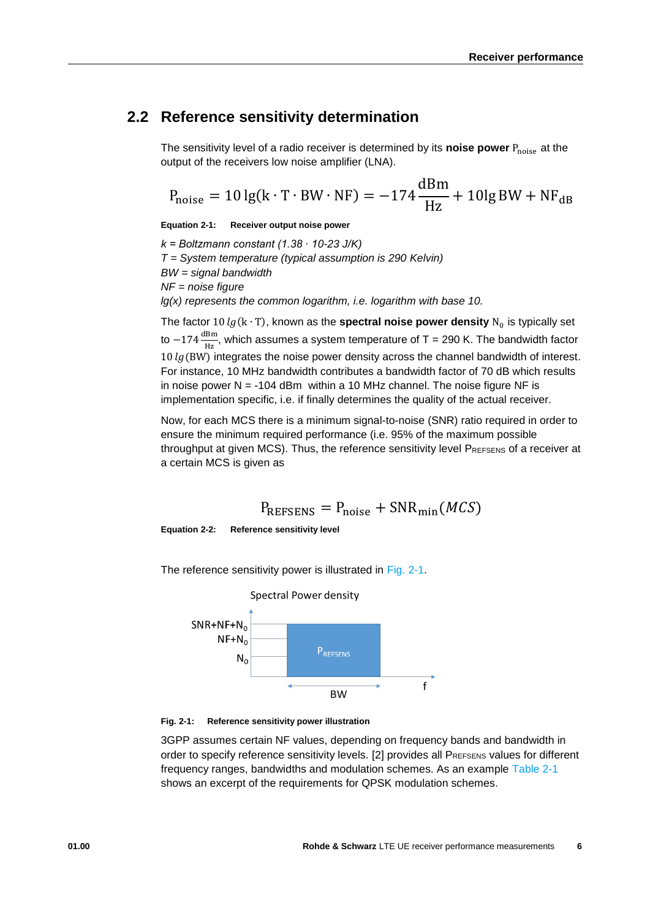## 2.2 Reference sensitivity determination

The sensitivity level of a radio receiver is determined by its **noise power** $P_{noise}$ at the output of the receivers low noise amplifier (LNA).

$$P_{noise} = 10\,\lg(k \cdot T \cdot BW \cdot NF) = -174\frac{dBm}{Hz} + 10\lg BW + NF_{dB}$$

**Equation 2-1: Receiver output noise power**

*k = Boltzmann constant (1.38 · 10-23 J/K)*
*T = System temperature (typical assumption is 290 Kelvin)*
*BW = signal bandwidth*
*NF = noise figure*
*lg(x) represents the common logarithm, i.e. logarithm with base 10.*

The factor $10\,lg(k \cdot T)$, known as the **spectral noise power density** $N_0$ is typically set to $-174\frac{dBm}{Hz}$, which assumes a system temperature of T = 290 K. The bandwidth factor $10\,lg(BW)$ integrates the noise power density across the channel bandwidth of interest. For instance, 10 MHz bandwidth contributes a bandwidth factor of 70 dB which results in noise power N = -104 dBm within a 10 MHz channel. The noise figure NF is implementation specific, i.e. if finally determines the quality of the actual receiver.

Now, for each MCS there is a minimum signal-to-noise (SNR) ratio required in order to ensure the minimum required performance (i.e. 95% of the maximum possible throughput at given MCS). Thus, the reference sensitivity level $P_{REFSENS}$ of a receiver at a certain MCS is given as

$$P_{REFSENS} = P_{noise} + SNR_{min}(MCS)$$

**Equation 2-2: Reference sensitivity level**

The reference sensitivity power is illustrated in Fig. 2-1.

Spectral Power density

SNR+NF+$N_0$

NF+$N_0$

$N_0$

$P_{REFSENS}$

BW

f

**Fig. 2-1: Reference sensitivity power illustration**

3GPP assumes certain NF values, depending on frequency bands and bandwidth in order to specify reference sensitivity levels. [2] provides all $P_{REFSENS}$ values for different frequency ranges, bandwidths and modulation schemes. As an example Table 2-1 shows an excerpt of the requirements for QPSK modulation schemes.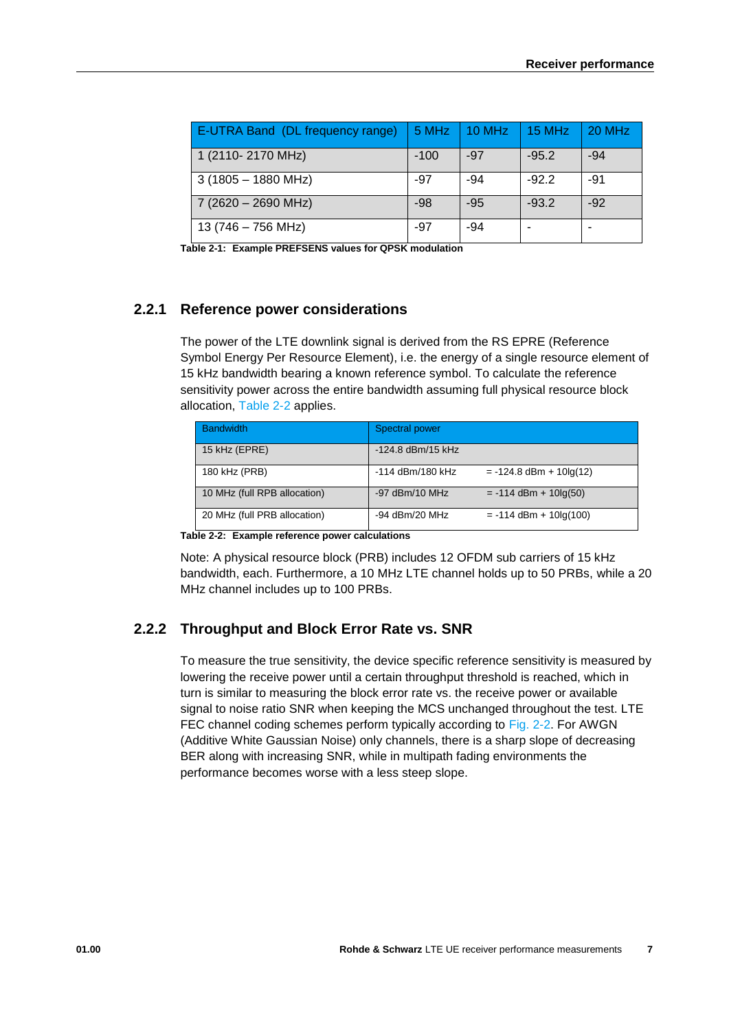| E-UTRA Band (DL frequency range) | 5 MHz | 10 MHz | 15 MHz | 20 MHz |
|---|---|---|---|---|
| 1 (2110- 2170 MHz) | -100 | -97 | -95.2 | -94 |
| 3 (1805 – 1880 MHz) | -97 | -94 | -92.2 | -91 |
| 7 (2620 – 2690 MHz) | -98 | -95 | -93.2 | -92 |
| 13 (746 – 756 MHz) | -97 | -94 | - | - |

**Table 2-1: Example PREFSENS values for QPSK modulation**

### 2.2.1 Reference power considerations

The power of the LTE downlink signal is derived from the RS EPRE (Reference Symbol Energy Per Resource Element), i.e. the energy of a single resource element of 15 kHz bandwidth bearing a known reference symbol. To calculate the reference sensitivity power across the entire bandwidth assuming full physical resource block allocation, Table 2-2 applies.

| Bandwidth | Spectral power | |
|---|---|---|
| 15 kHz (EPRE) | -124.8 dBm/15 kHz | |
| 180 kHz (PRB) | -114 dBm/180 kHz | = -124.8 dBm + 10lg(12) |
| 10 MHz (full RPB allocation) | -97 dBm/10 MHz | = -114 dBm + 10lg(50) |
| 20 MHz (full PRB allocation) | -94 dBm/20 MHz | = -114 dBm + 10lg(100) |

**Table 2-2: Example reference power calculations**

Note: A physical resource block (PRB) includes 12 OFDM sub carriers of 15 kHz bandwidth, each. Furthermore, a 10 MHz LTE channel holds up to 50 PRBs, while a 20 MHz channel includes up to 100 PRBs.

### 2.2.2 Throughput and Block Error Rate vs. SNR

To measure the true sensitivity, the device specific reference sensitivity is measured by lowering the receive power until a certain throughput threshold is reached, which in turn is similar to measuring the block error rate vs. the receive power or available signal to noise ratio SNR when keeping the MCS unchanged throughout the test. LTE FEC channel coding schemes perform typically according to Fig. 2-2. For AWGN (Additive White Gaussian Noise) only channels, there is a sharp slope of decreasing BER along with increasing SNR, while in multipath fading environments the performance becomes worse with a less steep slope.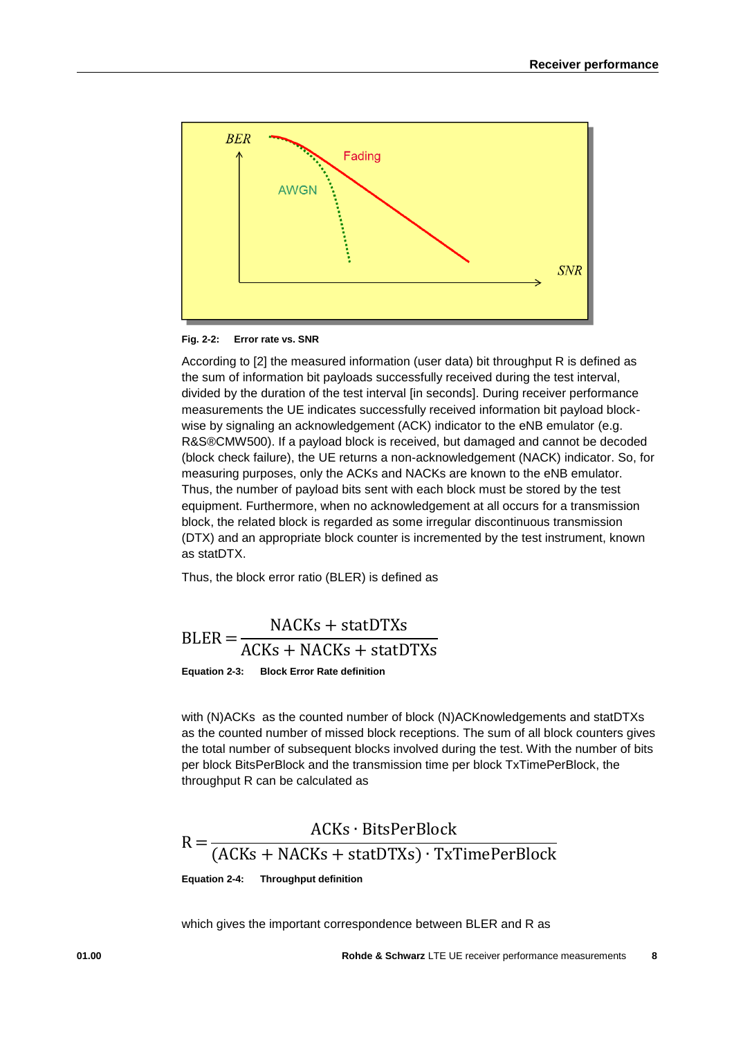Fig. 2-2: Error rate vs. SNR

According to [2] the measured information (user data) bit throughput R is defined as the sum of information bit payloads successfully received during the test interval, divided by the duration of the test interval [in seconds]. During receiver performance measurements the UE indicates successfully received information bit payload block-wise by signaling an acknowledgement (ACK) indicator to the eNB emulator (e.g. R&S®CMW500). If a payload block is received, but damaged and cannot be decoded (block check failure), the UE returns a non-acknowledgement (NACK) indicator. So, for measuring purposes, only the ACKs and NACKs are known to the eNB emulator. Thus, the number of payload bits sent with each block must be stored by the test equipment. Furthermore, when no acknowledgement at all occurs for a transmission block, the related block is regarded as some irregular discontinuous transmission (DTX) and an appropriate block counter is incremented by the test instrument, known as statDTX.

Thus, the block error ratio (BLER) is defined as

$$\mathrm{BLER} = \frac{\mathrm{NACKs} + \mathrm{statDTXs}}{\mathrm{ACKs} + \mathrm{NACKs} + \mathrm{statDTXs}}$$

**Equation 2-3: Block Error Rate definition**

with (N)ACKs as the counted number of block (N)ACKnowledgements and statDTXs as the counted number of missed block receptions. The sum of all block counters gives the total number of subsequent blocks involved during the test. With the number of bits per block BitsPerBlock and the transmission time per block TxTimePerBlock, the throughput R can be calculated as

$$\mathrm{R} = \frac{\mathrm{ACKs} \cdot \mathrm{BitsPerBlock}}{(\mathrm{ACKs} + \mathrm{NACKs} + \mathrm{statDTXs}) \cdot \mathrm{TxTimePerBlock}}$$

**Equation 2-4: Throughput definition**

which gives the important correspondence between BLER and R as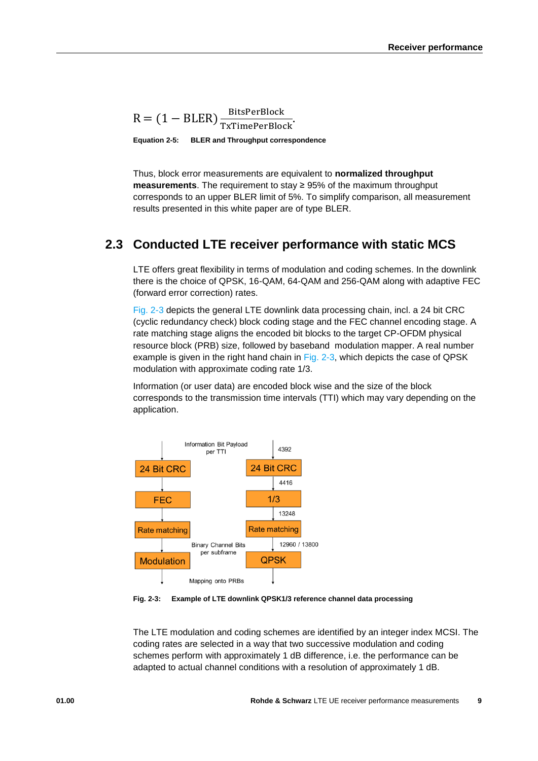$$R = (1 - \text{BLER})\frac{\text{BitsPerBlock}}{\text{TxTimePerBlock}}.$$

**Equation 2-5: BLER and Throughput correspondence**

Thus, block error measurements are equivalent to **normalized throughput measurements**. The requirement to stay ≥ 95% of the maximum throughput corresponds to an upper BLER limit of 5%. To simplify comparison, all measurement results presented in this white paper are of type BLER.

## 2.3 Conducted LTE receiver performance with static MCS

LTE offers great flexibility in terms of modulation and coding schemes. In the downlink there is the choice of QPSK, 16-QAM, 64-QAM and 256-QAM along with adaptive FEC (forward error correction) rates.

Fig. 2-3 depicts the general LTE downlink data processing chain, incl. a 24 bit CRC (cyclic redundancy check) block coding stage and the FEC channel encoding stage. A rate matching stage aligns the encoded bit blocks to the target CP-OFDM physical resource block (PRB) size, followed by baseband modulation mapper. A real number example is given in the right hand chain in Fig. 2-3, which depicts the case of QPSK modulation with approximate coding rate 1/3.

Information (or user data) are encoded block wise and the size of the block corresponds to the transmission time intervals (TTI) which may vary depending on the application.

Information Bit Payload per TTI

24 Bit CRC → FEC → Rate matching → Modulation

4392 → 24 Bit CRC → 4416 → 1/3 → 13248 → Rate matching → 12960 / 13800 → QPSK

Binary Channel Bits per subframe

Mapping onto PRBs

**Fig. 2-3: Example of LTE downlink QPSK1/3 reference channel data processing**

The LTE modulation and coding schemes are identified by an integer index MCSI. The coding rates are selected in a way that two successive modulation and coding schemes perform with approximately 1 dB difference, i.e. the performance can be adapted to actual channel conditions with a resolution of approximately 1 dB.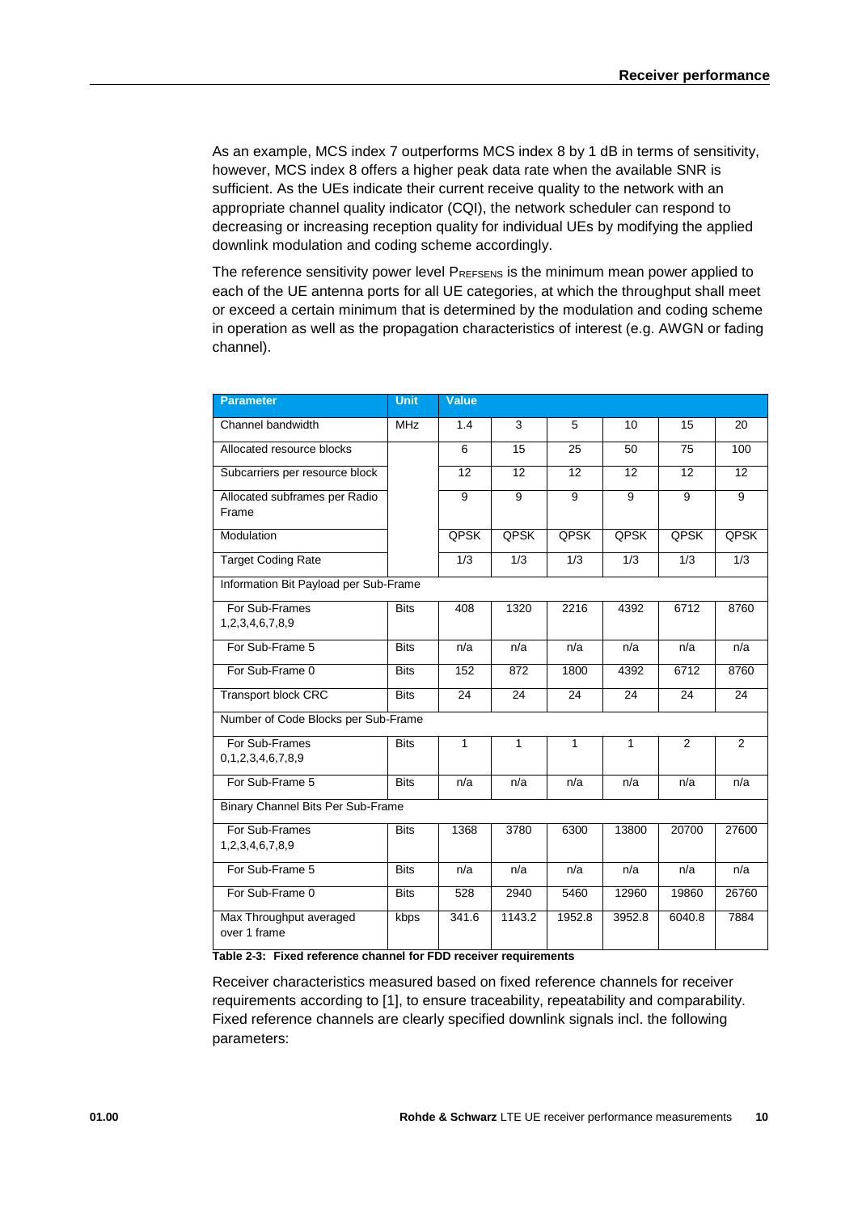As an example, MCS index 7 outperforms MCS index 8 by 1 dB in terms of sensitivity, however, MCS index 8 offers a higher peak data rate when the available SNR is sufficient. As the UEs indicate their current receive quality to the network with an appropriate channel quality indicator (CQI), the network scheduler can respond to decreasing or increasing reception quality for individual UEs by modifying the applied downlink modulation and coding scheme accordingly.

The reference sensitivity power level $P_{REFSENS}$ is the minimum mean power applied to each of the UE antenna ports for all UE categories, at which the throughput shall meet or exceed a certain minimum that is determined by the modulation and coding scheme in operation as well as the propagation characteristics of interest (e.g. AWGN or fading channel).

| Parameter | Unit | Value | | | | | |
|---|---|---|---|---|---|---|---|
| Channel bandwidth | MHz | 1.4 | 3 | 5 | 10 | 15 | 20 |
| Allocated resource blocks | | 6 | 15 | 25 | 50 | 75 | 100 |
| Subcarriers per resource block | | 12 | 12 | 12 | 12 | 12 | 12 |
| Allocated subframes per Radio Frame | | 9 | 9 | 9 | 9 | 9 | 9 |
| Modulation | | QPSK | QPSK | QPSK | QPSK | QPSK | QPSK |
| Target Coding Rate | | 1/3 | 1/3 | 1/3 | 1/3 | 1/3 | 1/3 |
| Information Bit Payload per Sub-Frame | | | | | | | |
| For Sub-Frames 1,2,3,4,6,7,8,9 | Bits | 408 | 1320 | 2216 | 4392 | 6712 | 8760 |
| For Sub-Frame 5 | Bits | n/a | n/a | n/a | n/a | n/a | n/a |
| For Sub-Frame 0 | Bits | 152 | 872 | 1800 | 4392 | 6712 | 8760 |
| Transport block CRC | Bits | 24 | 24 | 24 | 24 | 24 | 24 |
| Number of Code Blocks per Sub-Frame | | | | | | | |
| For Sub-Frames 0,1,2,3,4,6,7,8,9 | Bits | 1 | 1 | 1 | 1 | 2 | 2 |
| For Sub-Frame 5 | Bits | n/a | n/a | n/a | n/a | n/a | n/a |
| Binary Channel Bits Per Sub-Frame | | | | | | | |
| For Sub-Frames 1,2,3,4,6,7,8,9 | Bits | 1368 | 3780 | 6300 | 13800 | 20700 | 27600 |
| For Sub-Frame 5 | Bits | n/a | n/a | n/a | n/a | n/a | n/a |
| For Sub-Frame 0 | Bits | 528 | 2940 | 5460 | 12960 | 19860 | 26760 |
| Max Throughput averaged over 1 frame | kbps | 341.6 | 1143.2 | 1952.8 | 3952.8 | 6040.8 | 7884 |

**Table 2-3: Fixed reference channel for FDD receiver requirements**

Receiver characteristics measured based on fixed reference channels for receiver requirements according to [1], to ensure traceability, repeatability and comparability. Fixed reference channels are clearly specified downlink signals incl. the following parameters: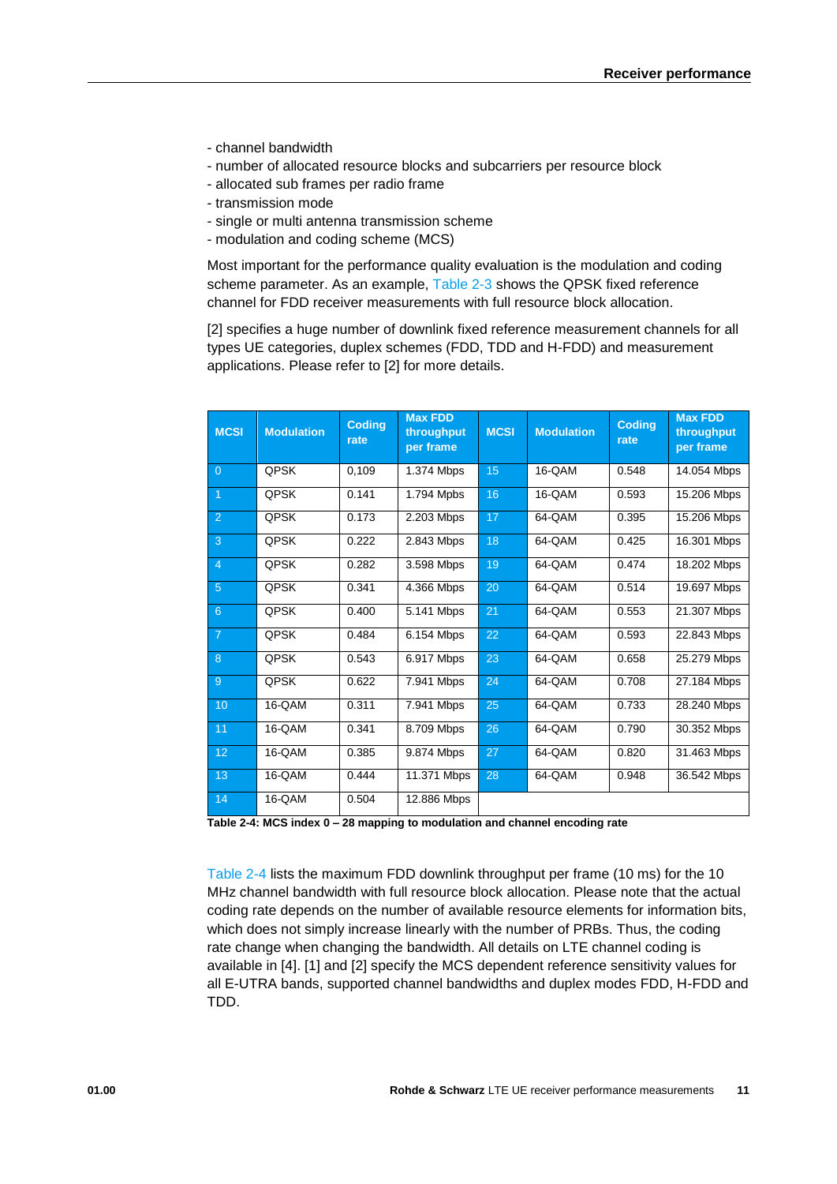- channel bandwidth
- number of allocated resource blocks and subcarriers per resource block
- allocated sub frames per radio frame
- transmission mode
- single or multi antenna transmission scheme
- modulation and coding scheme (MCS)

Most important for the performance quality evaluation is the modulation and coding scheme parameter. As an example, Table 2-3 shows the QPSK fixed reference channel for FDD receiver measurements with full resource block allocation.

[2] specifies a huge number of downlink fixed reference measurement channels for all types UE categories, duplex schemes (FDD, TDD and H-FDD) and measurement applications. Please refer to [2] for more details.

| MCSI | Modulation | Coding rate | Max FDD throughput per frame | MCSI | Modulation | Coding rate | Max FDD throughput per frame |
|---|---|---|---|---|---|---|---|
| 0 | QPSK | 0,109 | 1.374 Mbps | 15 | 16-QAM | 0.548 | 14.054 Mbps |
| 1 | QPSK | 0.141 | 1.794 Mbps | 16 | 16-QAM | 0.593 | 15.206 Mbps |
| 2 | QPSK | 0.173 | 2.203 Mbps | 17 | 64-QAM | 0.395 | 15.206 Mbps |
| 3 | QPSK | 0.222 | 2.843 Mbps | 18 | 64-QAM | 0.425 | 16.301 Mbps |
| 4 | QPSK | 0.282 | 3.598 Mbps | 19 | 64-QAM | 0.474 | 18.202 Mbps |
| 5 | QPSK | 0.341 | 4.366 Mbps | 20 | 64-QAM | 0.514 | 19.697 Mbps |
| 6 | QPSK | 0.400 | 5.141 Mbps | 21 | 64-QAM | 0.553 | 21.307 Mbps |
| 7 | QPSK | 0.484 | 6.154 Mbps | 22 | 64-QAM | 0.593 | 22.843 Mbps |
| 8 | QPSK | 0.543 | 6.917 Mbps | 23 | 64-QAM | 0.658 | 25.279 Mbps |
| 9 | QPSK | 0.622 | 7.941 Mbps | 24 | 64-QAM | 0.708 | 27.184 Mbps |
| 10 | 16-QAM | 0.311 | 7.941 Mbps | 25 | 64-QAM | 0.733 | 28.240 Mbps |
| 11 | 16-QAM | 0.341 | 8.709 Mbps | 26 | 64-QAM | 0.790 | 30.352 Mbps |
| 12 | 16-QAM | 0.385 | 9.874 Mbps | 27 | 64-QAM | 0.820 | 31.463 Mbps |
| 13 | 16-QAM | 0.444 | 11.371 Mbps | 28 | 64-QAM | 0.948 | 36.542 Mbps |
| 14 | 16-QAM | 0.504 | 12.886 Mbps | | | | |

**Table 2-4: MCS index 0 – 28 mapping to modulation and channel encoding rate**

Table 2-4 lists the maximum FDD downlink throughput per frame (10 ms) for the 10 MHz channel bandwidth with full resource block allocation. Please note that the actual coding rate depends on the number of available resource elements for information bits, which does not simply increase linearly with the number of PRBs. Thus, the coding rate change when changing the bandwidth. All details on LTE channel coding is available in [4]. [1] and [2] specify the MCS dependent reference sensitivity values for all E-UTRA bands, supported channel bandwidths and duplex modes FDD, H-FDD and TDD.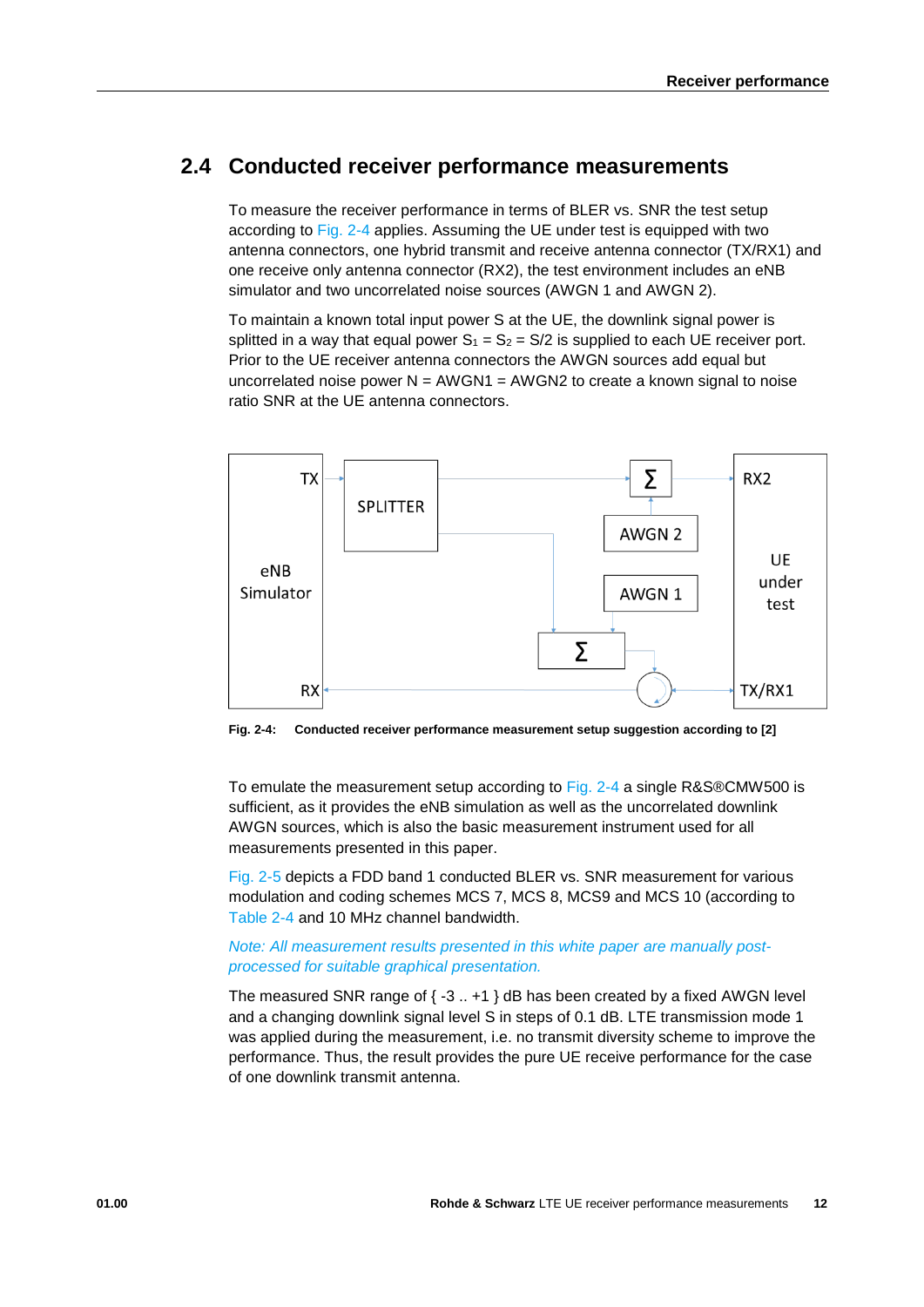## 2.4 Conducted receiver performance measurements

To measure the receiver performance in terms of BLER vs. SNR the test setup according to Fig. 2-4 applies. Assuming the UE under test is equipped with two antenna connectors, one hybrid transmit and receive antenna connector (TX/RX1) and one receive only antenna connector (RX2), the test environment includes an eNB simulator and two uncorrelated noise sources (AWGN 1 and AWGN 2).

To maintain a known total input power S at the UE, the downlink signal power is splitted in a way that equal power $S_1 = S_2 = S/2$ is supplied to each UE receiver port. Prior to the UE receiver antenna connectors the AWGN sources add equal but uncorrelated noise power N = AWGN1 = AWGN2 to create a known signal to noise ratio SNR at the UE antenna connectors.

**Fig. 2-4: Conducted receiver performance measurement setup suggestion according to [2]**

To emulate the measurement setup according to Fig. 2-4 a single R&S®CMW500 is sufficient, as it provides the eNB simulation as well as the uncorrelated downlink AWGN sources, which is also the basic measurement instrument used for all measurements presented in this paper.

Fig. 2-5 depicts a FDD band 1 conducted BLER vs. SNR measurement for various modulation and coding schemes MCS 7, MCS 8, MCS9 and MCS 10 (according to Table 2-4 and 10 MHz channel bandwidth.

*Note: All measurement results presented in this white paper are manually post-processed for suitable graphical presentation.*

The measured SNR range of { -3 .. +1 } dB has been created by a fixed AWGN level and a changing downlink signal level S in steps of 0.1 dB. LTE transmission mode 1 was applied during the measurement, i.e. no transmit diversity scheme to improve the performance. Thus, the result provides the pure UE receive performance for the case of one downlink transmit antenna.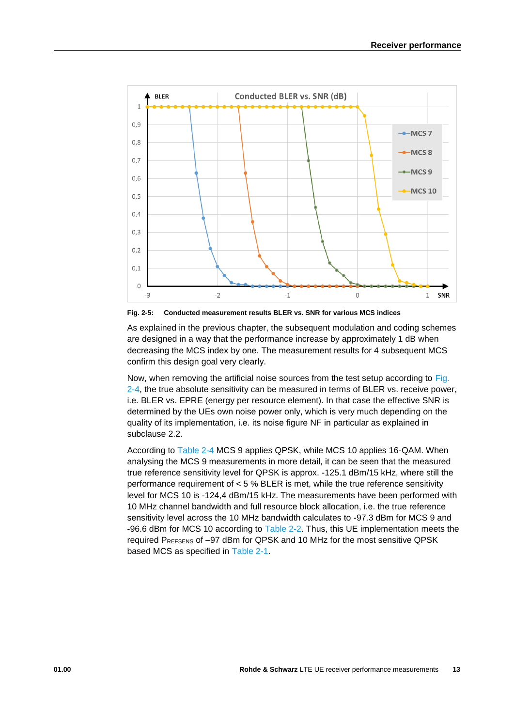Fig. 2-5: Conducted measurement results BLER vs. SNR for various MCS indices

As explained in the previous chapter, the subsequent modulation and coding schemes are designed in a way that the performance increase by approximately 1 dB when decreasing the MCS index by one. The measurement results for 4 subsequent MCS confirm this design goal very clearly.

Now, when removing the artificial noise sources from the test setup according to Fig. 2-4, the true absolute sensitivity can be measured in terms of BLER vs. receive power, i.e. BLER vs. EPRE (energy per resource element). In that case the effective SNR is determined by the UEs own noise power only, which is very much depending on the quality of its implementation, i.e. its noise figure NF in particular as explained in subclause 2.2.

According to Table 2-4 MCS 9 applies QPSK, while MCS 10 applies 16-QAM. When analysing the MCS 9 measurements in more detail, it can be seen that the measured true reference sensitivity level for QPSK is approx. -125.1 dBm/15 kHz, where still the performance requirement of < 5 % BLER is met, while the true reference sensitivity level for MCS 10 is -124,4 dBm/15 kHz. The measurements have been performed with 10 MHz channel bandwidth and full resource block allocation, i.e. the true reference sensitivity level across the 10 MHz bandwidth calculates to -97.3 dBm for MCS 9 and -96.6 dBm for MCS 10 according to Table 2-2. Thus, this UE implementation meets the required $P_{REFSENS}$ of –97 dBm for QPSK and 10 MHz for the most sensitive QPSK based MCS as specified in Table 2-1.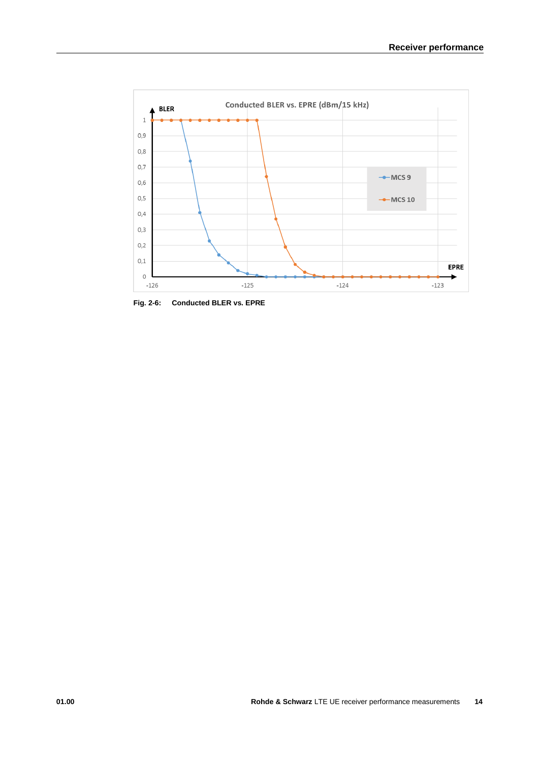Fig. 2-6: Conducted BLER vs. EPRE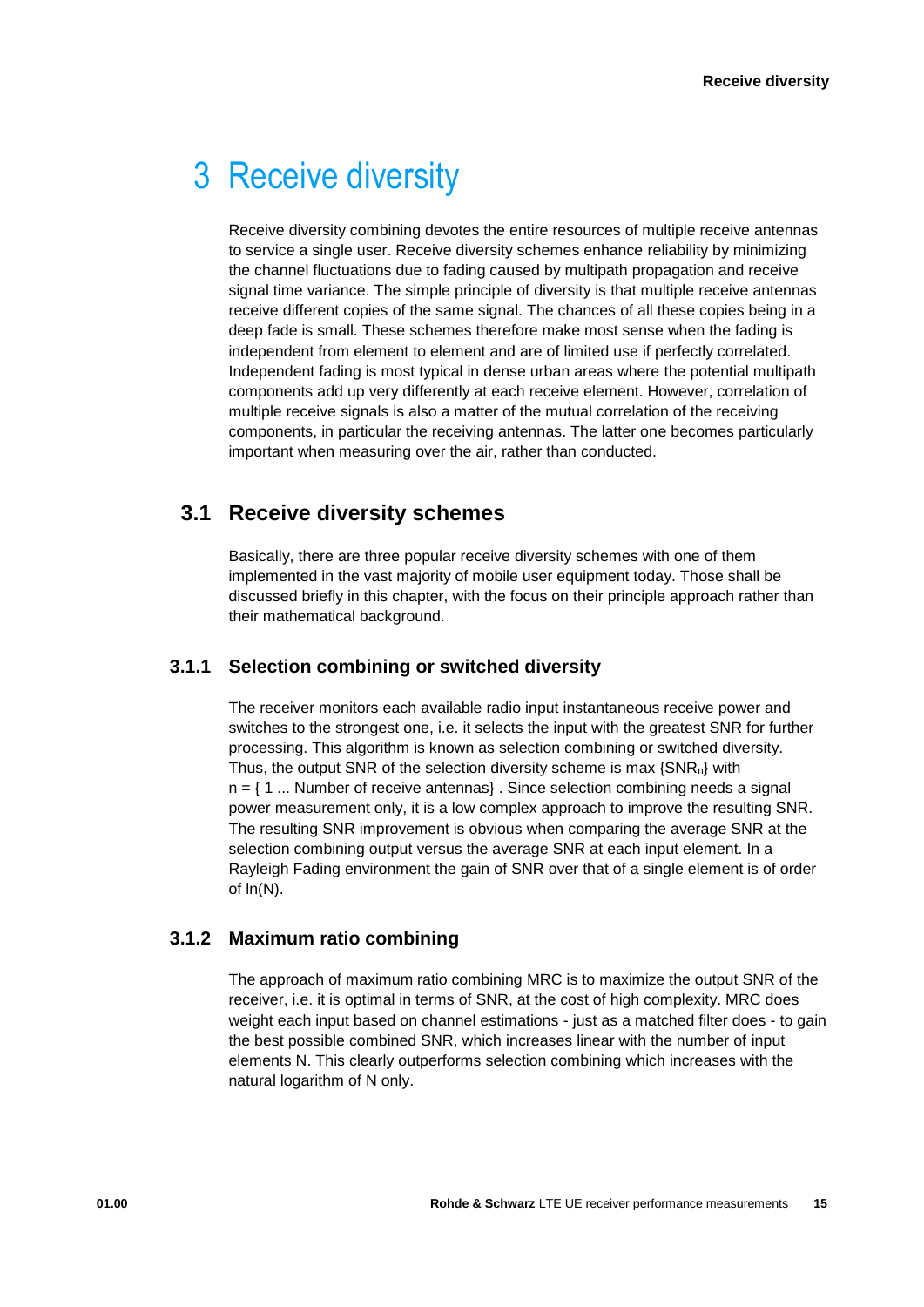# 3 Receive diversity

Receive diversity combining devotes the entire resources of multiple receive antennas to service a single user. Receive diversity schemes enhance reliability by minimizing the channel fluctuations due to fading caused by multipath propagation and receive signal time variance. The simple principle of diversity is that multiple receive antennas receive different copies of the same signal. The chances of all these copies being in a deep fade is small. These schemes therefore make most sense when the fading is independent from element to element and are of limited use if perfectly correlated. Independent fading is most typical in dense urban areas where the potential multipath components add up very differently at each receive element. However, correlation of multiple receive signals is also a matter of the mutual correlation of the receiving components, in particular the receiving antennas. The latter one becomes particularly important when measuring over the air, rather than conducted.

## 3.1 Receive diversity schemes

Basically, there are three popular receive diversity schemes with one of them implemented in the vast majority of mobile user equipment today. Those shall be discussed briefly in this chapter, with the focus on their principle approach rather than their mathematical background.

### 3.1.1 Selection combining or switched diversity

The receiver monitors each available radio input instantaneous receive power and switches to the strongest one, i.e. it selects the input with the greatest SNR for further processing. This algorithm is known as selection combining or switched diversity. Thus, the output SNR of the selection diversity scheme is max $\{SNR_n\}$ with $n = \{$ 1 ... Number of receive antennas$\}$ . Since selection combining needs a signal power measurement only, it is a low complex approach to improve the resulting SNR. The resulting SNR improvement is obvious when comparing the average SNR at the selection combining output versus the average SNR at each input element. In a Rayleigh Fading environment the gain of SNR over that of a single element is of order of $\ln(N)$.

### 3.1.2 Maximum ratio combining

The approach of maximum ratio combining MRC is to maximize the output SNR of the receiver, i.e. it is optimal in terms of SNR, at the cost of high complexity. MRC does weight each input based on channel estimations - just as a matched filter does - to gain the best possible combined SNR, which increases linear with the number of input elements N. This clearly outperforms selection combining which increases with the natural logarithm of N only.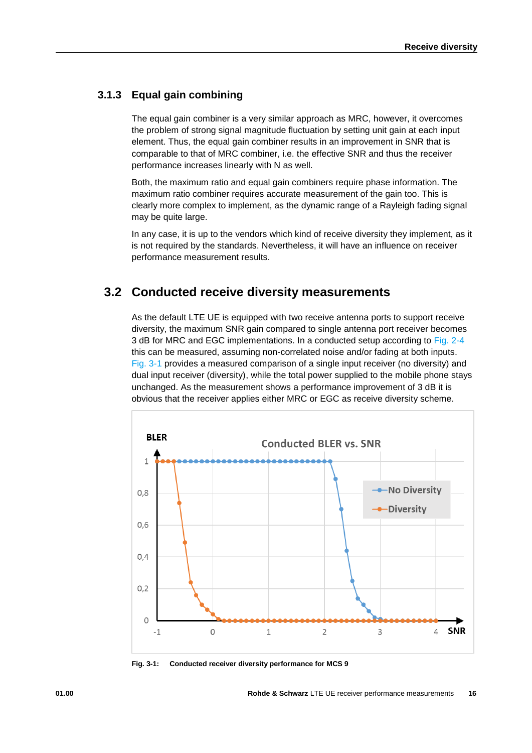### 3.1.3 Equal gain combining

The equal gain combiner is a very similar approach as MRC, however, it overcomes the problem of strong signal magnitude fluctuation by setting unit gain at each input element. Thus, the equal gain combiner results in an improvement in SNR that is comparable to that of MRC combiner, i.e. the effective SNR and thus the receiver performance increases linearly with N as well.

Both, the maximum ratio and equal gain combiners require phase information. The maximum ratio combiner requires accurate measurement of the gain too. This is clearly more complex to implement, as the dynamic range of a Rayleigh fading signal may be quite large.

In any case, it is up to the vendors which kind of receive diversity they implement, as it is not required by the standards. Nevertheless, it will have an influence on receiver performance measurement results.

## 3.2 Conducted receive diversity measurements

As the default LTE UE is equipped with two receive antenna ports to support receive diversity, the maximum SNR gain compared to single antenna port receiver becomes 3 dB for MRC and EGC implementations. In a conducted setup according to Fig. 2-4 this can be measured, assuming non-correlated noise and/or fading at both inputs. Fig. 3-1 provides a measured comparison of a single input receiver (no diversity) and dual input receiver (diversity), while the total power supplied to the mobile phone stays unchanged. As the measurement shows a performance improvement of 3 dB it is obvious that the receiver applies either MRC or EGC as receive diversity scheme.

**Fig. 3-1: Conducted receiver diversity performance for MCS 9**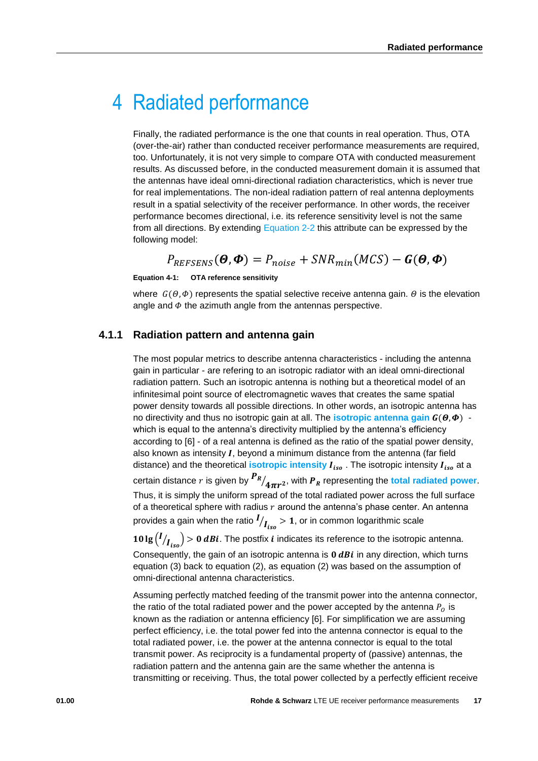# 4 Radiated performance

Finally, the radiated performance is the one that counts in real operation. Thus, OTA (over-the-air) rather than conducted receiver performance measurements are required, too. Unfortunately, it is not very simple to compare OTA with conducted measurement results. As discussed before, in the conducted measurement domain it is assumed that the antennas have ideal omni-directional radiation characteristics, which is never true for real implementations. The non-ideal radiation pattern of real antenna deployments result in a spatial selectivity of the receiver performance. In other words, the receiver performance becomes directional, i.e. its reference sensitivity level is not the same from all directions. By extending Equation 2-2 this attribute can be expressed by the following model:

$$P_{REFSENS}(\boldsymbol{\Theta}, \boldsymbol{\Phi}) = P_{noise} + SNR_{min}(MCS) - \boldsymbol{G}(\boldsymbol{\Theta}, \boldsymbol{\Phi})$$

**Equation 4-1: OTA reference sensitivity**

where $G(\Theta, \Phi)$ represents the spatial selective receive antenna gain. $\Theta$ is the elevation angle and $\Phi$ the azimuth angle from the antennas perspective.

### 4.1.1 Radiation pattern and antenna gain

The most popular metrics to describe antenna characteristics - including the antenna gain in particular - are refering to an isotropic radiator with an ideal omni-directional radiation pattern. Such an isotropic antenna is nothing but a theoretical model of an infinitesimal point source of electromagnetic waves that creates the same spatial power density towards all possible directions. In other words, an isotropic antenna has no directivity and thus no isotropic gain at all. The **isotropic antenna gain** $\boldsymbol{G}(\boldsymbol{\Theta}, \boldsymbol{\Phi})$ - which is equal to the antenna's directivity multiplied by the antenna's efficiency according to [6] - of a real antenna is defined as the ratio of the spatial power density, also known as intensity $\boldsymbol{I}$, beyond a minimum distance from the antenna (far field distance) and the theoretical **isotropic intensity** $\boldsymbol{I_{iso}}$ . The isotropic intensity $\boldsymbol{I_{iso}}$ at a certain distance $r$ is given by $\boldsymbol{P_R}/_{\boldsymbol{4\pi r^2}}$, with $\boldsymbol{P_R}$ representing the **total radiated power**. Thus, it is simply the uniform spread of the total radiated power across the full surface of a theoretical sphere with radius $r$ around the antenna's phase center. An antenna provides a gain when the ratio $\boldsymbol{I}/_{\boldsymbol{I_{iso}}} > \boldsymbol{1}$, or in common logarithmic scale $\boldsymbol{10\lg}\left(\boldsymbol{I}/_{\boldsymbol{I_{iso}}}\right) > \boldsymbol{0\ dBi}$. The postfix $\boldsymbol{i}$ indicates its reference to the isotropic antenna. Consequently, the gain of an isotropic antenna is $\boldsymbol{0\ dBi}$ in any direction, which turns equation (3) back to equation (2), as equation (2) was based on the assumption of omni-directional antenna characteristics.

Assuming perfectly matched feeding of the transmit power into the antenna connector, the ratio of the total radiated power and the power accepted by the antenna $P_O$ is known as the radiation or antenna efficiency [6]. For simplification we are assuming perfect efficiency, i.e. the total power fed into the antenna connector is equal to the total radiated power, i.e. the power at the antenna connector is equal to the total transmit power. As reciprocity is a fundamental property of (passive) antennas, the radiation pattern and the antenna gain are the same whether the antenna is transmitting or receiving. Thus, the total power collected by a perfectly efficient receive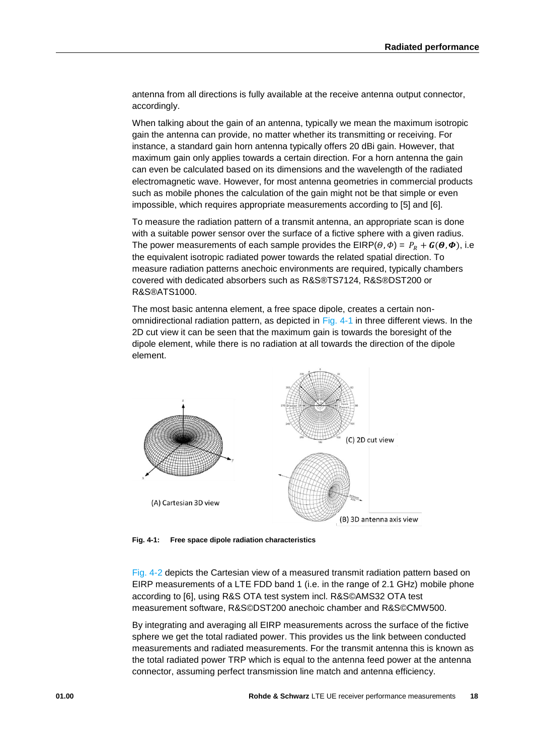antenna from all directions is fully available at the receive antenna output connector, accordingly.

When talking about the gain of an antenna, typically we mean the maximum isotropic gain the antenna can provide, no matter whether its transmitting or receiving. For instance, a standard gain horn antenna typically offers 20 dBi gain. However, that maximum gain only applies towards a certain direction. For a horn antenna the gain can even be calculated based on its dimensions and the wavelength of the radiated electromagnetic wave. However, for most antenna geometries in commercial products such as mobile phones the calculation of the gain might not be that simple or even impossible, which requires appropriate measurements according to [5] and [6].

To measure the radiation pattern of a transmit antenna, an appropriate scan is done with a suitable power sensor over the surface of a fictive sphere with a given radius. The power measurements of each sample provides the EIRP$(\theta,\Phi) = P_R + \boldsymbol{G}(\boldsymbol{\theta},\boldsymbol{\Phi})$, i.e the equivalent isotropic radiated power towards the related spatial direction. To measure radiation patterns anechoic environments are required, typically chambers covered with dedicated absorbers such as R&S®TS7124, R&S®DST200 or R&S®ATS1000.

The most basic antenna element, a free space dipole, creates a certain non-omnidirectional radiation pattern, as depicted in Fig. 4-1 in three different views. In the 2D cut view it can be seen that the maximum gain is towards the boresight of the dipole element, while there is no radiation at all towards the direction of the dipole element.

(A) Cartesian 3D view

(C) 2D cut view

(B) 3D antenna axis view

**Fig. 4-1: Free space dipole radiation characteristics**

Fig. 4-2 depicts the Cartesian view of a measured transmit radiation pattern based on EIRP measurements of a LTE FDD band 1 (i.e. in the range of 2.1 GHz) mobile phone according to [6], using R&S OTA test system incl. R&S©AMS32 OTA test measurement software, R&S©DST200 anechoic chamber and R&S©CMW500.

By integrating and averaging all EIRP measurements across the surface of the fictive sphere we get the total radiated power. This provides us the link between conducted measurements and radiated measurements. For the transmit antenna this is known as the total radiated power TRP which is equal to the antenna feed power at the antenna connector, assuming perfect transmission line match and antenna efficiency.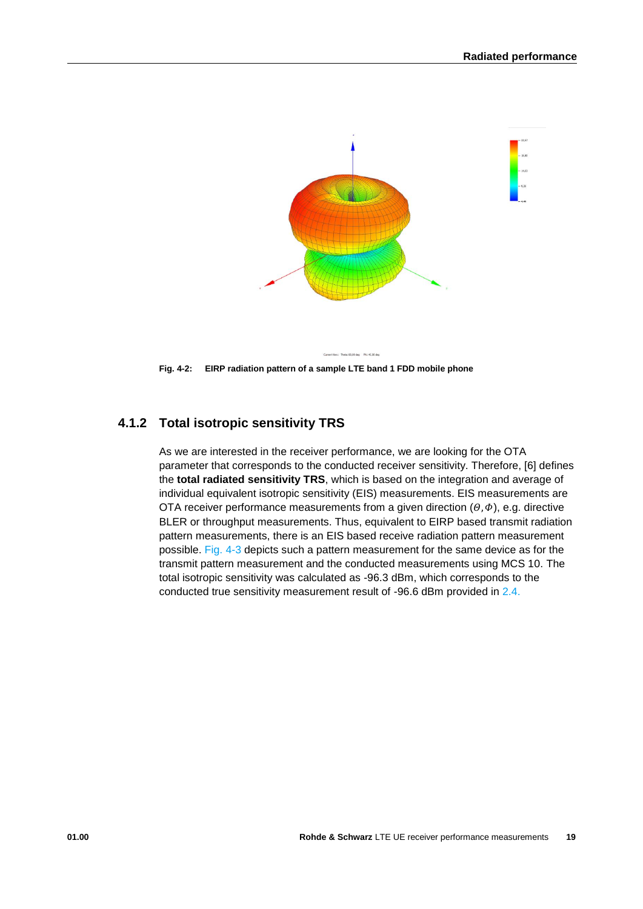Fig. 4-2: EIRP radiation pattern of a sample LTE band 1 FDD mobile phone

### 4.1.2 Total isotropic sensitivity TRS

As we are interested in the receiver performance, we are looking for the OTA parameter that corresponds to the conducted receiver sensitivity. Therefore, [6] defines the **total radiated sensitivity TRS**, which is based on the integration and average of individual equivalent isotropic sensitivity (EIS) measurements. EIS measurements are OTA receiver performance measurements from a given direction ($\Theta, \Phi$), e.g. directive BLER or throughput measurements. Thus, equivalent to EIRP based transmit radiation pattern measurements, there is an EIS based receive radiation pattern measurement possible. Fig. 4-3 depicts such a pattern measurement for the same device as for the transmit pattern measurement and the conducted measurements using MCS 10. The total isotropic sensitivity was calculated as -96.3 dBm, which corresponds to the conducted true sensitivity measurement result of -96.6 dBm provided in 2.4.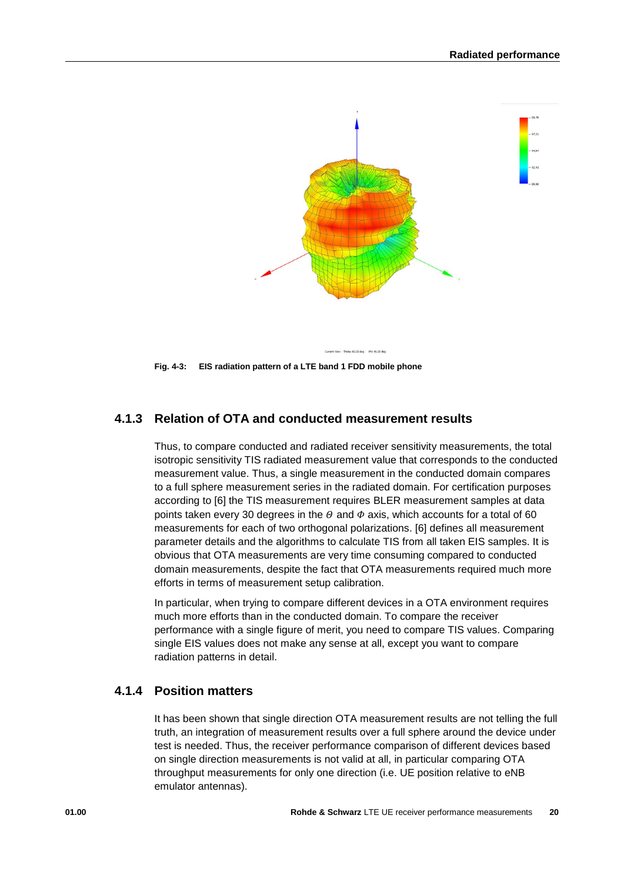Fig. 4-3: EIS radiation pattern of a LTE band 1 FDD mobile phone

### 4.1.3 Relation of OTA and conducted measurement results

Thus, to compare conducted and radiated receiver sensitivity measurements, the total isotropic sensitivity TIS radiated measurement value that corresponds to the conducted measurement value. Thus, a single measurement in the conducted domain compares to a full sphere measurement series in the radiated domain. For certification purposes according to [6] the TIS measurement requires BLER measurement samples at data points taken every 30 degrees in the $\theta$ and $\Phi$ axis, which accounts for a total of 60 measurements for each of two orthogonal polarizations. [6] defines all measurement parameter details and the algorithms to calculate TIS from all taken EIS samples. It is obvious that OTA measurements are very time consuming compared to conducted domain measurements, despite the fact that OTA measurements required much more efforts in terms of measurement setup calibration.

In particular, when trying to compare different devices in a OTA environment requires much more efforts than in the conducted domain. To compare the receiver performance with a single figure of merit, you need to compare TIS values. Comparing single EIS values does not make any sense at all, except you want to compare radiation patterns in detail.

### 4.1.4 Position matters

It has been shown that single direction OTA measurement results are not telling the full truth, an integration of measurement results over a full sphere around the device under test is needed. Thus, the receiver performance comparison of different devices based on single direction measurements is not valid at all, in particular comparing OTA throughput measurements for only one direction (i.e. UE position relative to eNB emulator antennas).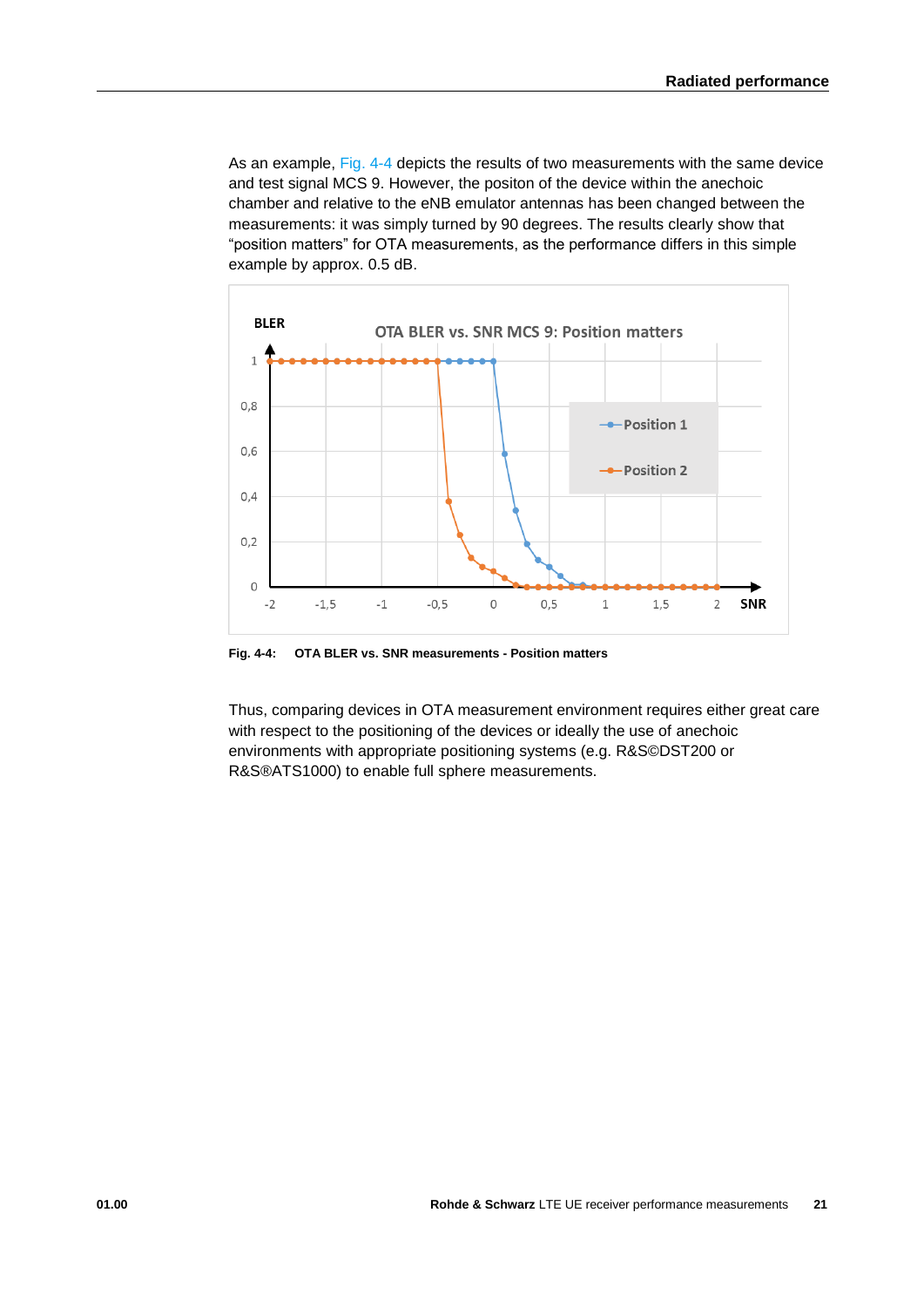As an example, Fig. 4-4 depicts the results of two measurements with the same device and test signal MCS 9. However, the positon of the device within the anechoic chamber and relative to the eNB emulator antennas has been changed between the measurements: it was simply turned by 90 degrees. The results clearly show that “position matters” for OTA measurements, as the performance differs in this simple example by approx. 0.5 dB.

**Fig. 4-4: OTA BLER vs. SNR measurements - Position matters**

Thus, comparing devices in OTA measurement environment requires either great care with respect to the positioning of the devices or ideally the use of anechoic environments with appropriate positioning systems (e.g. R&S©DST200 or R&S®ATS1000) to enable full sphere measurements.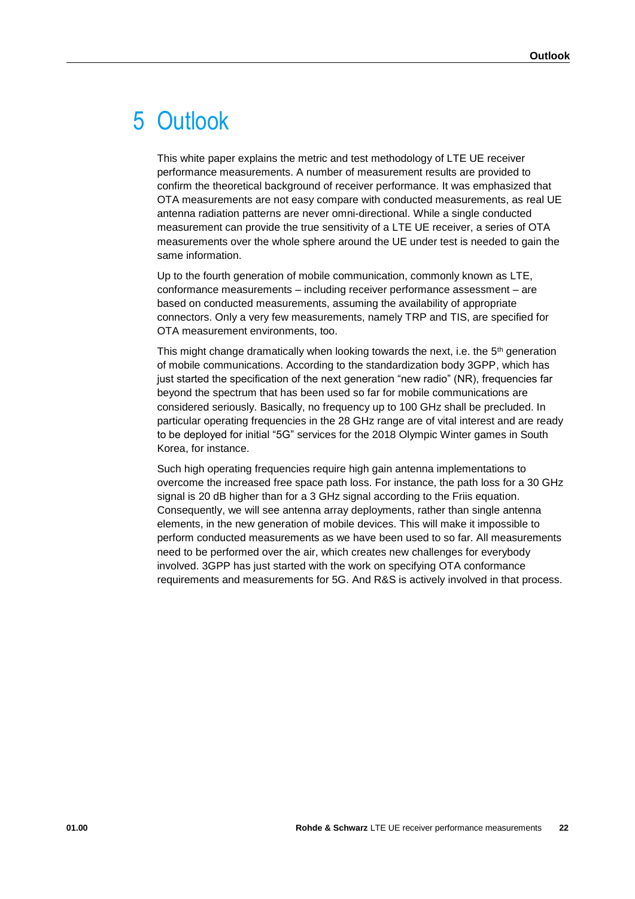# 5 Outlook

This white paper explains the metric and test methodology of LTE UE receiver performance measurements. A number of measurement results are provided to confirm the theoretical background of receiver performance. It was emphasized that OTA measurements are not easy compare with conducted measurements, as real UE antenna radiation patterns are never omni-directional. While a single conducted measurement can provide the true sensitivity of a LTE UE receiver, a series of OTA measurements over the whole sphere around the UE under test is needed to gain the same information.

Up to the fourth generation of mobile communication, commonly known as LTE, conformance measurements – including receiver performance assessment – are based on conducted measurements, assuming the availability of appropriate connectors. Only a very few measurements, namely TRP and TIS, are specified for OTA measurement environments, too.

This might change dramatically when looking towards the next, i.e. the 5th generation of mobile communications. According to the standardization body 3GPP, which has just started the specification of the next generation "new radio" (NR), frequencies far beyond the spectrum that has been used so far for mobile communications are considered seriously. Basically, no frequency up to 100 GHz shall be precluded. In particular operating frequencies in the 28 GHz range are of vital interest and are ready to be deployed for initial "5G" services for the 2018 Olympic Winter games in South Korea, for instance.

Such high operating frequencies require high gain antenna implementations to overcome the increased free space path loss. For instance, the path loss for a 30 GHz signal is 20 dB higher than for a 3 GHz signal according to the Friis equation. Consequently, we will see antenna array deployments, rather than single antenna elements, in the new generation of mobile devices. This will make it impossible to perform conducted measurements as we have been used to so far. All measurements need to be performed over the air, which creates new challenges for everybody involved. 3GPP has just started with the work on specifying OTA conformance requirements and measurements for 5G. And R&S is actively involved in that process.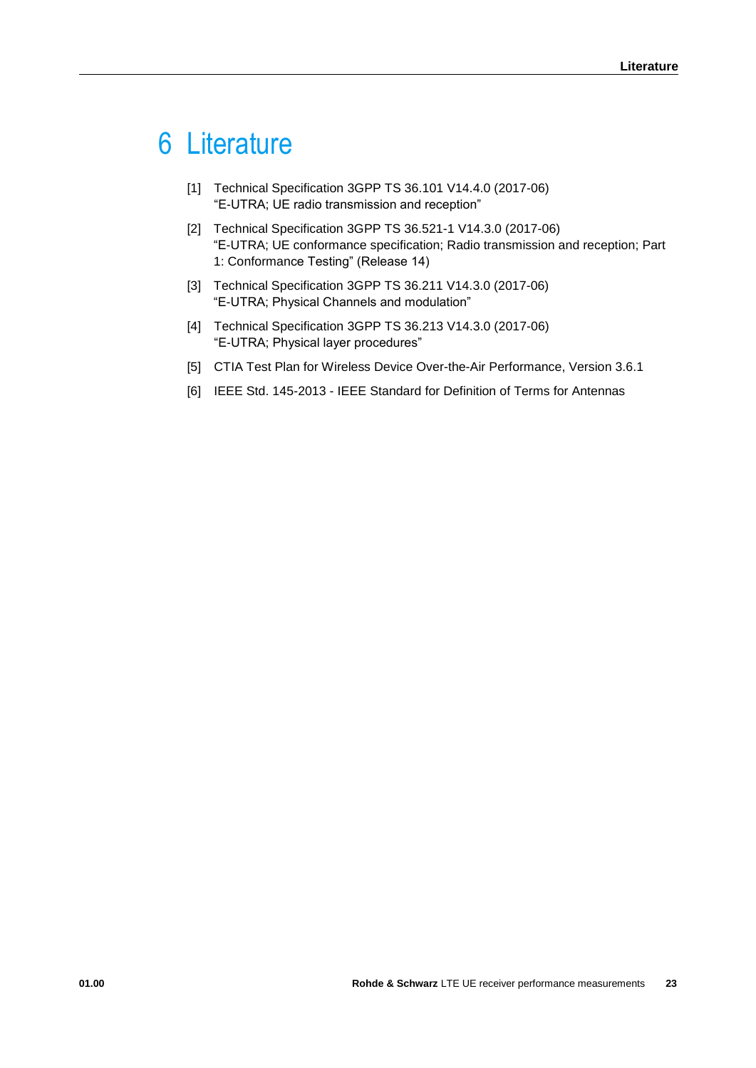# 6 Literature

[1] Technical Specification 3GPP TS 36.101 V14.4.0 (2017-06)
"E-UTRA; UE radio transmission and reception"

[2] Technical Specification 3GPP TS 36.521-1 V14.3.0 (2017-06)
"E-UTRA; UE conformance specification; Radio transmission and reception; Part 1: Conformance Testing" (Release 14)

[3] Technical Specification 3GPP TS 36.211 V14.3.0 (2017-06)
"E-UTRA; Physical Channels and modulation"

[4] Technical Specification 3GPP TS 36.213 V14.3.0 (2017-06)
"E-UTRA; Physical layer procedures"

[5] CTIA Test Plan for Wireless Device Over-the-Air Performance, Version 3.6.1

[6] IEEE Std. 145-2013 - IEEE Standard for Definition of Terms for Antennas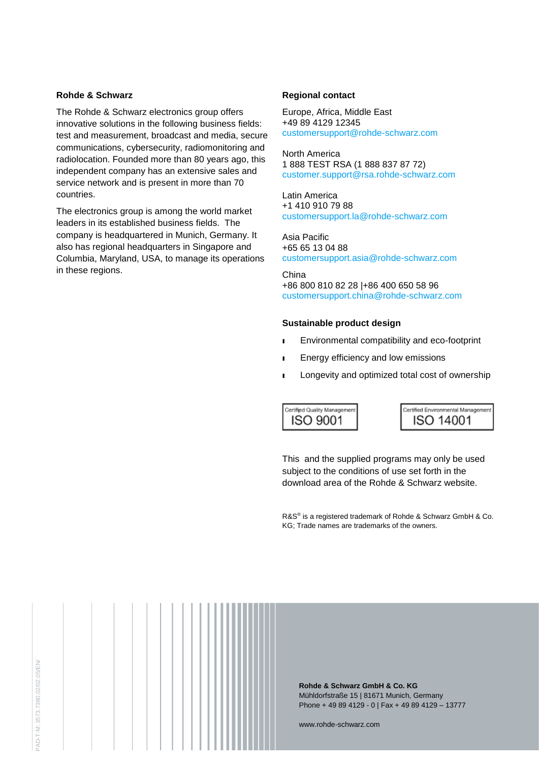## Rohde & Schwarz

The Rohde & Schwarz electronics group offers innovative solutions in the following business fields: test and measurement, broadcast and media, secure communications, cybersecurity, radiomonitoring and radiolocation. Founded more than 80 years ago, this independent company has an extensive sales and service network and is present in more than 70 countries.

The electronics group is among the world market leaders in its established business fields. The company is headquartered in Munich, Germany. It also has regional headquarters in Singapore and Columbia, Maryland, USA, to manage its operations in these regions.

## Regional contact

Europe, Africa, Middle East
+49 89 4129 12345
customersupport@rohde-schwarz.com

North America
1 888 TEST RSA (1 888 837 87 72)
customer.support@rsa.rohde-schwarz.com

Latin America
+1 410 910 79 88
customersupport.la@rohde-schwarz.com

Asia Pacific
+65 65 13 04 88
customersupport.asia@rohde-schwarz.com

China
+86 800 810 82 28 |+86 400 650 58 96
customersupport.china@rohde-schwarz.com

## Sustainable product design

- Environmental compatibility and eco-footprint
- Energy efficiency and low emissions
- Longevity and optimized total cost of ownership

Certified Quality Management
ISO 9001

Certified Environmental Management
ISO 14001

This and the supplied programs may only be used subject to the conditions of use set forth in the download area of the Rohde & Schwarz website.

R&S® is a registered trademark of Rohde & Schwarz GmbH & Co. KG; Trade names are trademarks of the owners.

PAD-T-M: 3573.7380.02/02.05/EN/

**Rohde & Schwarz GmbH & Co. KG**
Mühldorfstraße 15 | 81671 Munich, Germany
Phone + 49 89 4129 - 0 | Fax + 49 89 4129 – 13777

www.rohde-schwarz.com